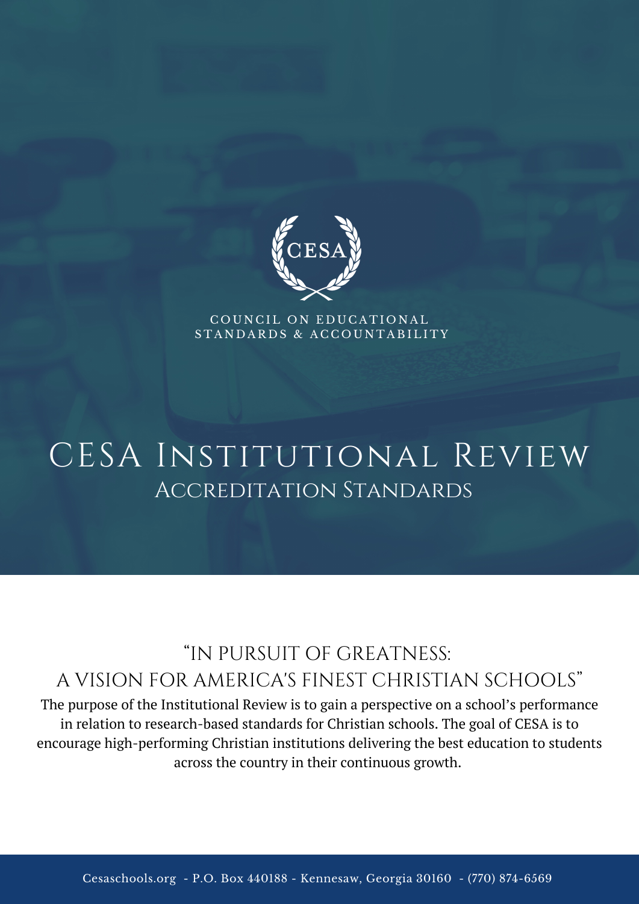CESA

COUNCIL ON EDUCATIONAL STANDARDS & ACCOUNTABILITY

# CESA Institutional Review

## Accreditation Standards

### "In Pursuit of Greatness: A Vision for America's Finest Christian Schools"

The purpose of the Institutional Review is to gain a perspective on a school's performance in relation to research-based standards for Christian schools. The goal of CESA is to encourage high-performing Christian institutions delivering the best education to students across the country in their continuous growth.

Cesaschools.org - P.O. Box 440188 - Kennesaw, Georgia 30160 - (770) 874-6569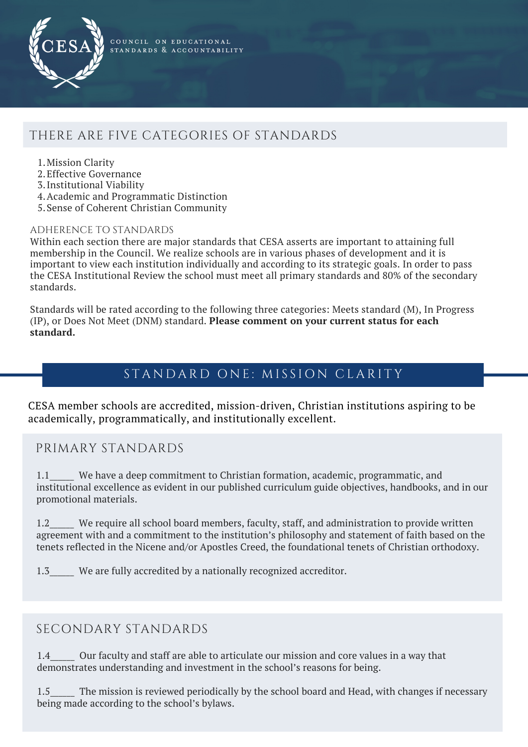CESA

COUNCIL ON EDUCATIONAL STANDARDS & ACCOUNTABILITY

## THERE ARE FIVE CATEGORIES OF STANDARDS

1. Mission Clarity
2. Effective Governance
3. Institutional Viability
4. Academic and Programmatic Distinction
5. Sense of Coherent Christian Community

### ADHERENCE TO STANDARDS

Within each section there are major standards that CESA asserts are important to attaining full membership in the Council. We realize schools are in various phases of development and it is important to view each institution individually and according to its strategic goals. In order to pass the CESA Institutional Review the school must meet all primary standards and 80% of the secondary standards.

Standards will be rated according to the following three categories: Meets standard (M), In Progress (IP), or Does Not Meet (DNM) standard. **Please comment on your current status for each standard.**

## STANDARD ONE: MISSION CLARITY

CESA member schools are accredited, mission-driven, Christian institutions aspiring to be academically, programmatically, and institutionally excellent.

### PRIMARY STANDARDS

1.1_____ We have a deep commitment to Christian formation, academic, programmatic, and institutional excellence as evident in our published curriculum guide objectives, handbooks, and in our promotional materials.

1.2_____ We require all school board members, faculty, staff, and administration to provide written agreement with and a commitment to the institution's philosophy and statement of faith based on the tenets reflected in the Nicene and/or Apostles Creed, the foundational tenets of Christian orthodoxy.

1.3_____ We are fully accredited by a nationally recognized accreditor.

### SECONDARY STANDARDS

1.4_____ Our faculty and staff are able to articulate our mission and core values in a way that demonstrates understanding and investment in the school's reasons for being.

1.5_____ The mission is reviewed periodically by the school board and Head, with changes if necessary being made according to the school's bylaws.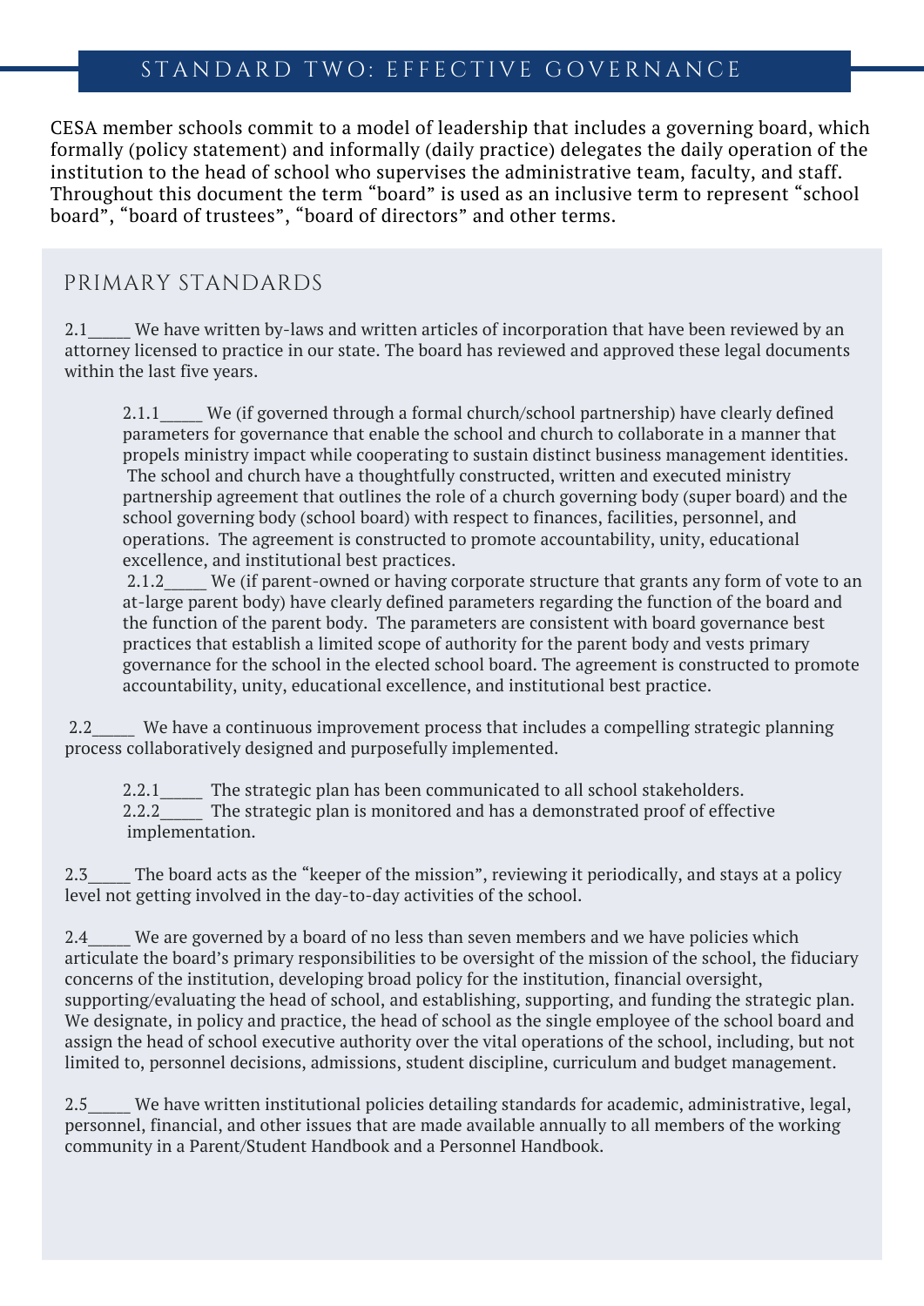## STANDARD TWO: EFFECTIVE GOVERNANCE

CESA member schools commit to a model of leadership that includes a governing board, which formally (policy statement) and informally (daily practice) delegates the daily operation of the institution to the head of school who supervises the administrative team, faculty, and staff. Throughout this document the term "board" is used as an inclusive term to represent "school board", "board of trustees", "board of directors" and other terms.

### PRIMARY STANDARDS

2.1_____ We have written by-laws and written articles of incorporation that have been reviewed by an attorney licensed to practice in our state. The board has reviewed and approved these legal documents within the last five years.

> 2.1.1_____ We (if governed through a formal church/school partnership) have clearly defined parameters for governance that enable the school and church to collaborate in a manner that propels ministry impact while cooperating to sustain distinct business management identities. The school and church have a thoughtfully constructed, written and executed ministry partnership agreement that outlines the role of a church governing body (super board) and the school governing body (school board) with respect to finances, facilities, personnel, and operations. The agreement is constructed to promote accountability, unity, educational excellence, and institutional best practices.
>
> 2.1.2_____ We (if parent-owned or having corporate structure that grants any form of vote to an at-large parent body) have clearly defined parameters regarding the function of the board and the function of the parent body. The parameters are consistent with board governance best practices that establish a limited scope of authority for the parent body and vests primary governance for the school in the elected school board. The agreement is constructed to promote accountability, unity, educational excellence, and institutional best practice.

2.2_____ We have a continuous improvement process that includes a compelling strategic planning process collaboratively designed and purposefully implemented.

> 2.2.1_____ The strategic plan has been communicated to all school stakeholders.
>
> 2.2.2_____ The strategic plan is monitored and has a demonstrated proof of effective implementation.

2.3_____ The board acts as the "keeper of the mission", reviewing it periodically, and stays at a policy level not getting involved in the day-to-day activities of the school.

2.4_____ We are governed by a board of no less than seven members and we have policies which articulate the board's primary responsibilities to be oversight of the mission of the school, the fiduciary concerns of the institution, developing broad policy for the institution, financial oversight, supporting/evaluating the head of school, and establishing, supporting, and funding the strategic plan. We designate, in policy and practice, the head of school as the single employee of the school board and assign the head of school executive authority over the vital operations of the school, including, but not limited to, personnel decisions, admissions, student discipline, curriculum and budget management.

2.5_____ We have written institutional policies detailing standards for academic, administrative, legal, personnel, financial, and other issues that are made available annually to all members of the working community in a Parent/Student Handbook and a Personnel Handbook.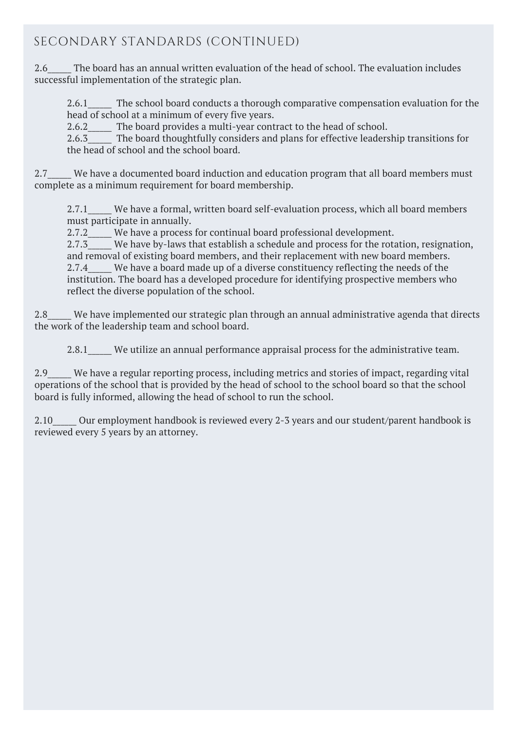## SECONDARY STANDARDS (CONTINUED)

2.6_____ The board has an annual written evaluation of the head of school. The evaluation includes successful implementation of the strategic plan.

> 2.6.1_____ The school board conducts a thorough comparative compensation evaluation for the head of school at a minimum of every five years.
> 2.6.2_____ The board provides a multi-year contract to the head of school.
> 2.6.3_____ The board thoughtfully considers and plans for effective leadership transitions for the head of school and the school board.

2.7_____ We have a documented board induction and education program that all board members must complete as a minimum requirement for board membership.

> 2.7.1_____ We have a formal, written board self-evaluation process, which all board members must participate in annually.
> 2.7.2_____ We have a process for continual board professional development.
> 2.7.3_____ We have by-laws that establish a schedule and process for the rotation, resignation, and removal of existing board members, and their replacement with new board members.
> 2.7.4_____ We have a board made up of a diverse constituency reflecting the needs of the institution. The board has a developed procedure for identifying prospective members who reflect the diverse population of the school.

2.8_____ We have implemented our strategic plan through an annual administrative agenda that directs the work of the leadership team and school board.

> 2.8.1_____ We utilize an annual performance appraisal process for the administrative team.

2.9_____ We have a regular reporting process, including metrics and stories of impact, regarding vital operations of the school that is provided by the head of school to the school board so that the school board is fully informed, allowing the head of school to run the school.

2.10_____ Our employment handbook is reviewed every 2-3 years and our student/parent handbook is reviewed every 5 years by an attorney.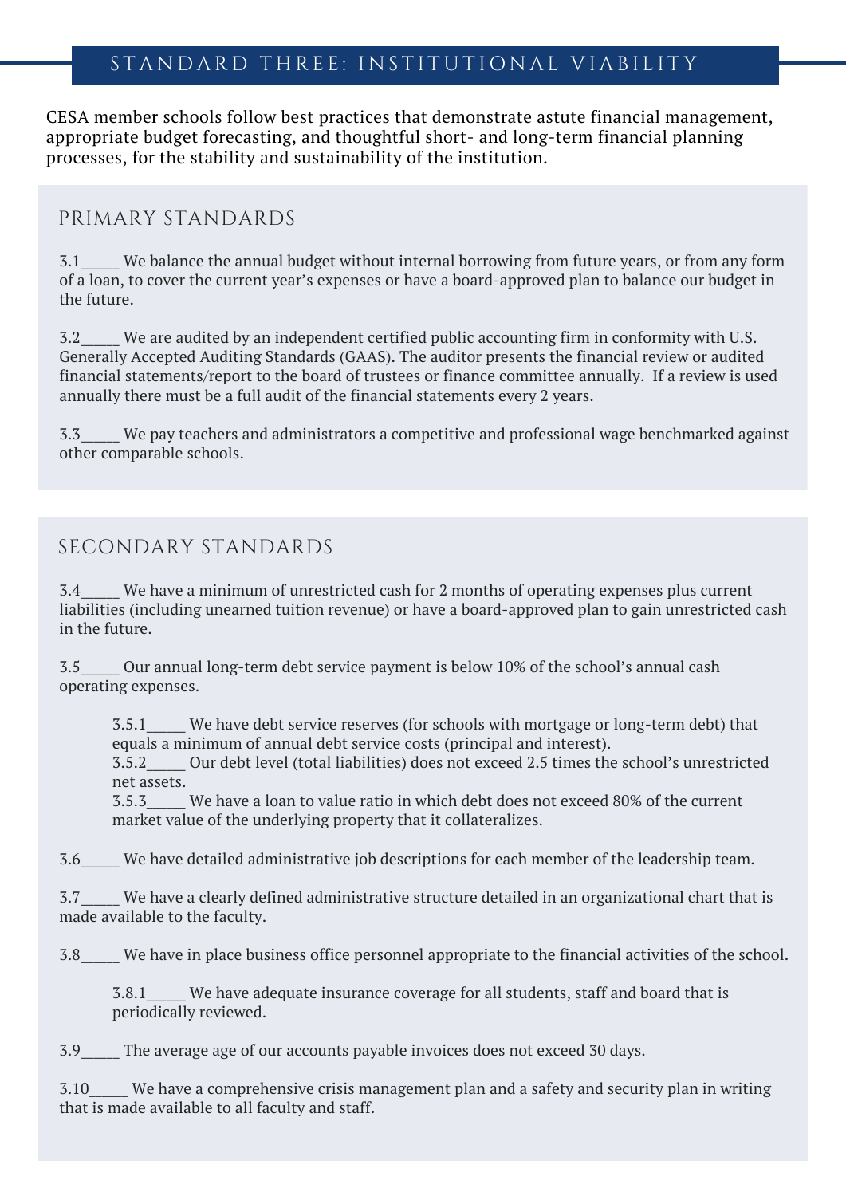## STANDARD THREE: INSTITUTIONAL VIABILITY

CESA member schools follow best practices that demonstrate astute financial management, appropriate budget forecasting, and thoughtful short- and long-term financial planning processes, for the stability and sustainability of the institution.

### PRIMARY STANDARDS

3.1_____ We balance the annual budget without internal borrowing from future years, or from any form of a loan, to cover the current year's expenses or have a board-approved plan to balance our budget in the future.

3.2_____ We are audited by an independent certified public accounting firm in conformity with U.S. Generally Accepted Auditing Standards (GAAS). The auditor presents the financial review or audited financial statements/report to the board of trustees or finance committee annually. If a review is used annually there must be a full audit of the financial statements every 2 years.

3.3_____ We pay teachers and administrators a competitive and professional wage benchmarked against other comparable schools.

### SECONDARY STANDARDS

3.4_____ We have a minimum of unrestricted cash for 2 months of operating expenses plus current liabilities (including unearned tuition revenue) or have a board-approved plan to gain unrestricted cash in the future.

3.5_____ Our annual long-term debt service payment is below 10% of the school's annual cash operating expenses.

> 3.5.1_____ We have debt service reserves (for schools with mortgage or long-term debt) that equals a minimum of annual debt service costs (principal and interest).
> 3.5.2_____ Our debt level (total liabilities) does not exceed 2.5 times the school's unrestricted net assets.
> 3.5.3_____ We have a loan to value ratio in which debt does not exceed 80% of the current market value of the underlying property that it collateralizes.

3.6_____ We have detailed administrative job descriptions for each member of the leadership team.

3.7_____ We have a clearly defined administrative structure detailed in an organizational chart that is made available to the faculty.

3.8_____ We have in place business office personnel appropriate to the financial activities of the school.

> 3.8.1_____ We have adequate insurance coverage for all students, staff and board that is periodically reviewed.

3.9_____ The average age of our accounts payable invoices does not exceed 30 days.

3.10_____ We have a comprehensive crisis management plan and a safety and security plan in writing that is made available to all faculty and staff.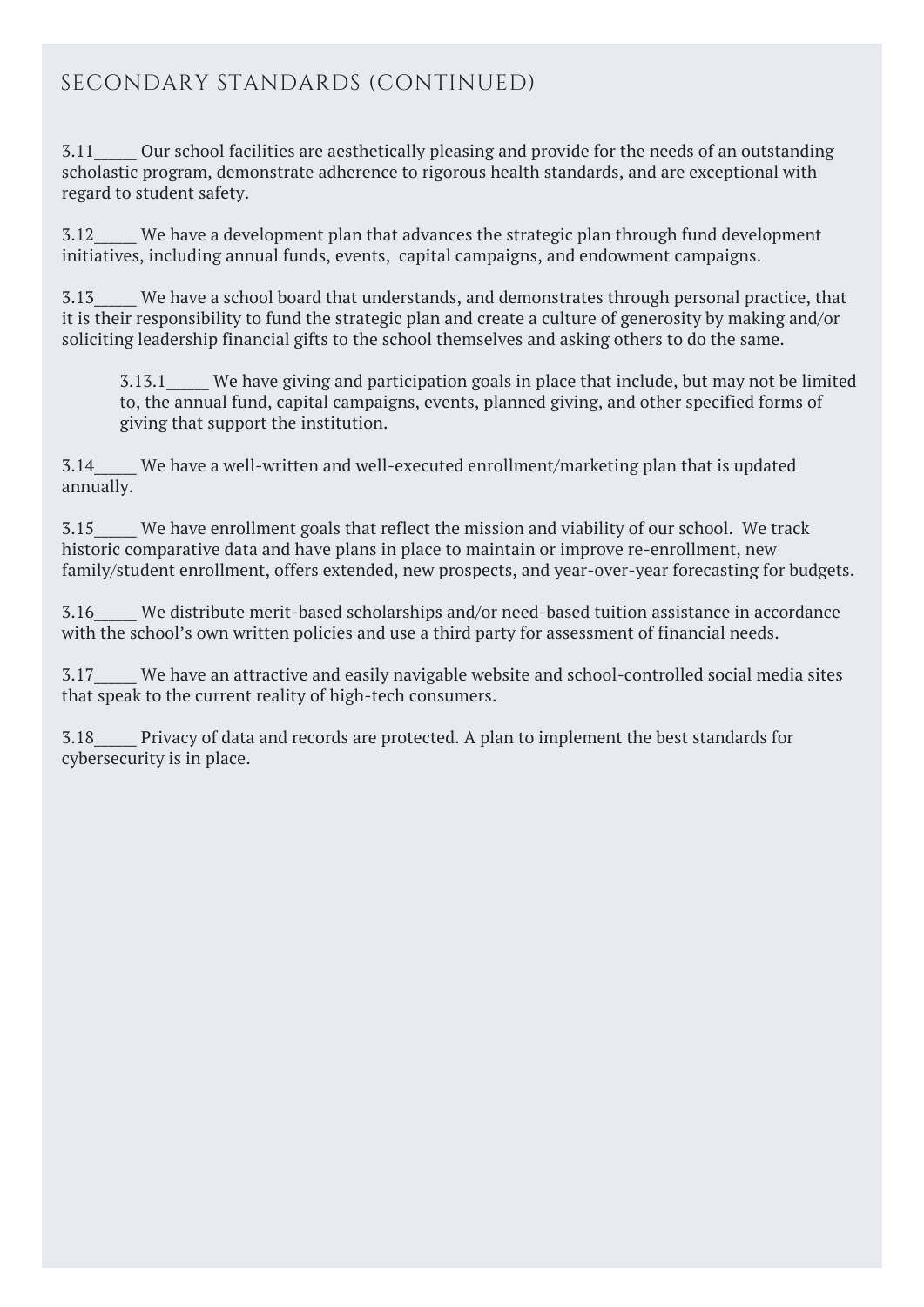## SECONDARY STANDARDS (CONTINUED)

3.11_____ Our school facilities are aesthetically pleasing and provide for the needs of an outstanding scholastic program, demonstrate adherence to rigorous health standards, and are exceptional with regard to student safety.

3.12_____ We have a development plan that advances the strategic plan through fund development initiatives, including annual funds, events, capital campaigns, and endowment campaigns.

3.13_____ We have a school board that understands, and demonstrates through personal practice, that it is their responsibility to fund the strategic plan and create a culture of generosity by making and/or soliciting leadership financial gifts to the school themselves and asking others to do the same.

> 3.13.1_____ We have giving and participation goals in place that include, but may not be limited to, the annual fund, capital campaigns, events, planned giving, and other specified forms of giving that support the institution.

3.14_____ We have a well-written and well-executed enrollment/marketing plan that is updated annually.

3.15_____ We have enrollment goals that reflect the mission and viability of our school. We track historic comparative data and have plans in place to maintain or improve re-enrollment, new family/student enrollment, offers extended, new prospects, and year-over-year forecasting for budgets.

3.16_____ We distribute merit-based scholarships and/or need-based tuition assistance in accordance with the school's own written policies and use a third party for assessment of financial needs.

3.17_____ We have an attractive and easily navigable website and school-controlled social media sites that speak to the current reality of high-tech consumers.

3.18_____ Privacy of data and records are protected. A plan to implement the best standards for cybersecurity is in place.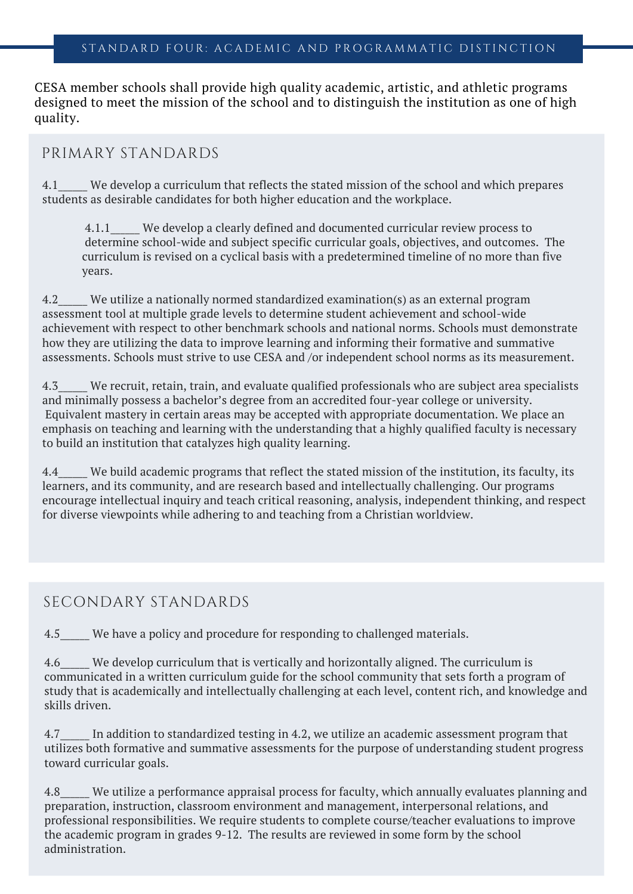## STANDARD FOUR: ACADEMIC AND PROGRAMMATIC DISTINCTION

CESA member schools shall provide high quality academic, artistic, and athletic programs designed to meet the mission of the school and to distinguish the institution as one of high quality.

### PRIMARY STANDARDS

4.1_____ We develop a curriculum that reflects the stated mission of the school and which prepares students as desirable candidates for both higher education and the workplace.

> 4.1.1_____ We develop a clearly defined and documented curricular review process to determine school-wide and subject specific curricular goals, objectives, and outcomes. The curriculum is revised on a cyclical basis with a predetermined timeline of no more than five years.

4.2_____ We utilize a nationally normed standardized examination(s) as an external program assessment tool at multiple grade levels to determine student achievement and school-wide achievement with respect to other benchmark schools and national norms. Schools must demonstrate how they are utilizing the data to improve learning and informing their formative and summative assessments. Schools must strive to use CESA and /or independent school norms as its measurement.

4.3_____ We recruit, retain, train, and evaluate qualified professionals who are subject area specialists and minimally possess a bachelor's degree from an accredited four-year college or university. Equivalent mastery in certain areas may be accepted with appropriate documentation. We place an emphasis on teaching and learning with the understanding that a highly qualified faculty is necessary to build an institution that catalyzes high quality learning.

4.4_____ We build academic programs that reflect the stated mission of the institution, its faculty, its learners, and its community, and are research based and intellectually challenging. Our programs encourage intellectual inquiry and teach critical reasoning, analysis, independent thinking, and respect for diverse viewpoints while adhering to and teaching from a Christian worldview.

### SECONDARY STANDARDS

4.5_____ We have a policy and procedure for responding to challenged materials.

4.6_____ We develop curriculum that is vertically and horizontally aligned. The curriculum is communicated in a written curriculum guide for the school community that sets forth a program of study that is academically and intellectually challenging at each level, content rich, and knowledge and skills driven.

4.7_____ In addition to standardized testing in 4.2, we utilize an academic assessment program that utilizes both formative and summative assessments for the purpose of understanding student progress toward curricular goals.

4.8_____ We utilize a performance appraisal process for faculty, which annually evaluates planning and preparation, instruction, classroom environment and management, interpersonal relations, and professional responsibilities. We require students to complete course/teacher evaluations to improve the academic program in grades 9-12. The results are reviewed in some form by the school administration.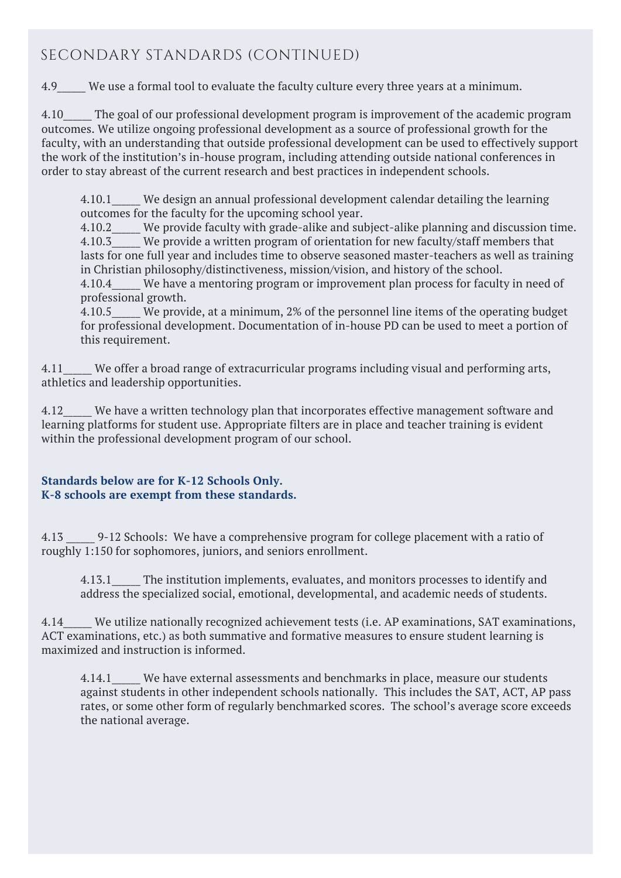## SECONDARY STANDARDS (CONTINUED)

4.9_____ We use a formal tool to evaluate the faculty culture every three years at a minimum.

4.10_____ The goal of our professional development program is improvement of the academic program outcomes. We utilize ongoing professional development as a source of professional growth for the faculty, with an understanding that outside professional development can be used to effectively support the work of the institution's in-house program, including attending outside national conferences in order to stay abreast of the current research and best practices in independent schools.

> 4.10.1_____ We design an annual professional development calendar detailing the learning outcomes for the faculty for the upcoming school year.
> 4.10.2_____ We provide faculty with grade-alike and subject-alike planning and discussion time.
> 4.10.3_____ We provide a written program of orientation for new faculty/staff members that lasts for one full year and includes time to observe seasoned master-teachers as well as training in Christian philosophy/distinctiveness, mission/vision, and history of the school.
> 4.10.4_____ We have a mentoring program or improvement plan process for faculty in need of professional growth.
> 4.10.5_____ We provide, at a minimum, 2% of the personnel line items of the operating budget for professional development. Documentation of in-house PD can be used to meet a portion of this requirement.

4.11_____ We offer a broad range of extracurricular programs including visual and performing arts, athletics and leadership opportunities.

4.12_____ We have a written technology plan that incorporates effective management software and learning platforms for student use. Appropriate filters are in place and teacher training is evident within the professional development program of our school.

**Standards below are for K-12 Schools Only.**
**K-8 schools are exempt from these standards.**

4.13 _____ 9-12 Schools: We have a comprehensive program for college placement with a ratio of roughly 1:150 for sophomores, juniors, and seniors enrollment.

> 4.13.1_____ The institution implements, evaluates, and monitors processes to identify and address the specialized social, emotional, developmental, and academic needs of students.

4.14_____ We utilize nationally recognized achievement tests (i.e. AP examinations, SAT examinations, ACT examinations, etc.) as both summative and formative measures to ensure student learning is maximized and instruction is informed.

> 4.14.1_____ We have external assessments and benchmarks in place, measure our students against students in other independent schools nationally. This includes the SAT, ACT, AP pass rates, or some other form of regularly benchmarked scores. The school's average score exceeds the national average.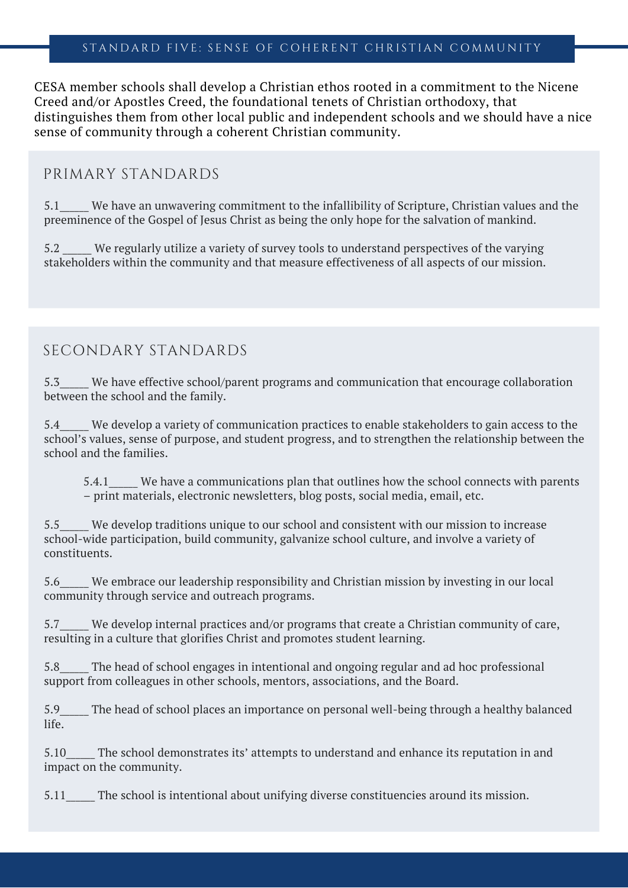## STANDARD FIVE: SENSE OF COHERENT CHRISTIAN COMMUNITY

CESA member schools shall develop a Christian ethos rooted in a commitment to the Nicene Creed and/or Apostles Creed, the foundational tenets of Christian orthodoxy, that distinguishes them from other local public and independent schools and we should have a nice sense of community through a coherent Christian community.

### PRIMARY STANDARDS

5.1_____ We have an unwavering commitment to the infallibility of Scripture, Christian values and the preeminence of the Gospel of Jesus Christ as being the only hope for the salvation of mankind.

5.2 _____ We regularly utilize a variety of survey tools to understand perspectives of the varying stakeholders within the community and that measure effectiveness of all aspects of our mission.

### SECONDARY STANDARDS

5.3_____ We have effective school/parent programs and communication that encourage collaboration between the school and the family.

5.4_____ We develop a variety of communication practices to enable stakeholders to gain access to the school's values, sense of purpose, and student progress, and to strengthen the relationship between the school and the families.

> 5.4.1_____ We have a communications plan that outlines how the school connects with parents – print materials, electronic newsletters, blog posts, social media, email, etc.

5.5_____ We develop traditions unique to our school and consistent with our mission to increase school-wide participation, build community, galvanize school culture, and involve a variety of constituents.

5.6_____ We embrace our leadership responsibility and Christian mission by investing in our local community through service and outreach programs.

5.7_____ We develop internal practices and/or programs that create a Christian community of care, resulting in a culture that glorifies Christ and promotes student learning.

5.8_____ The head of school engages in intentional and ongoing regular and ad hoc professional support from colleagues in other schools, mentors, associations, and the Board.

5.9_____ The head of school places an importance on personal well-being through a healthy balanced life.

5.10_____ The school demonstrates its' attempts to understand and enhance its reputation in and impact on the community.

5.11_____ The school is intentional about unifying diverse constituencies around its mission.